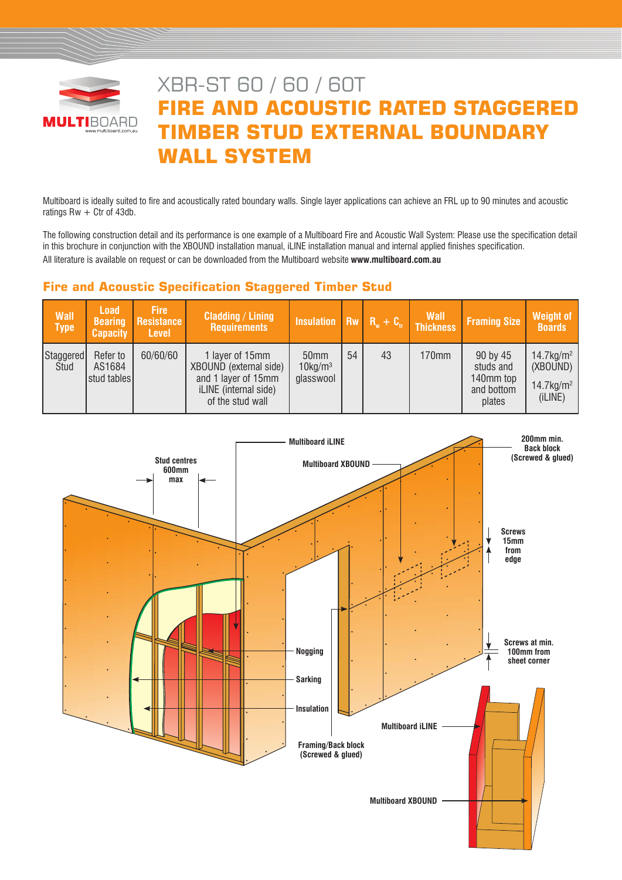# XBR-ST 60 / 60 / 60T

# FIRE AND ACOUSTIC RATED STAGGERED TIMBER STUD EXTERNAL BOUNDARY WALL SYSTEM

Multiboard is ideally suited to fire and acoustically rated boundary walls. Single layer applications can achieve an FRL up to 90 minutes and acoustic ratings Rw + Ctr of 43db.

The following construction detail and its performance is one example of a Multiboard Fire and Acoustic Wall System: Please use the specification detail in this brochure in conjunction with the XBOUND installation manual, iLINE installation manual and internal applied finishes specification.

All literature is available on request or can be downloaded from the Multiboard website **www.multiboard.com.au**

## Fire and Acoustic Specification Staggered Timber Stud

| Wall Type | Load Bearing Capacity | Fire Resistance Level | Cladding / Lining Requirements | Insulation | Rw | $R_w + C_{tr}$ | Wall Thickness | Framing Size | Weight of Boards |
|---|---|---|---|---|---|---|---|---|---|
| Staggered Stud | Refer to AS1684 stud tables | 60/60/60 | 1 layer of 15mm XBOUND (external side) and 1 layer of 15mm iLINE (internal side) of the stud wall | 50mm 10kg/m³ glasswool | 54 | 43 | 170mm | 90 by 45 studs and 140mm top and bottom plates | 14.7kg/m² (XBOUND) 14.7kg/m² (iLINE) |

Stud centres 600mm max

Multiboard iLINE

Multiboard XBOUND

200mm min. Back block (Screwed & glued)

Screws 15mm from edge

Screws at min. 100mm from sheet corner

Nogging

Sarking

Insulation

Framing/Back block (Screwed & glued)

Multiboard iLINE

Multiboard XBOUND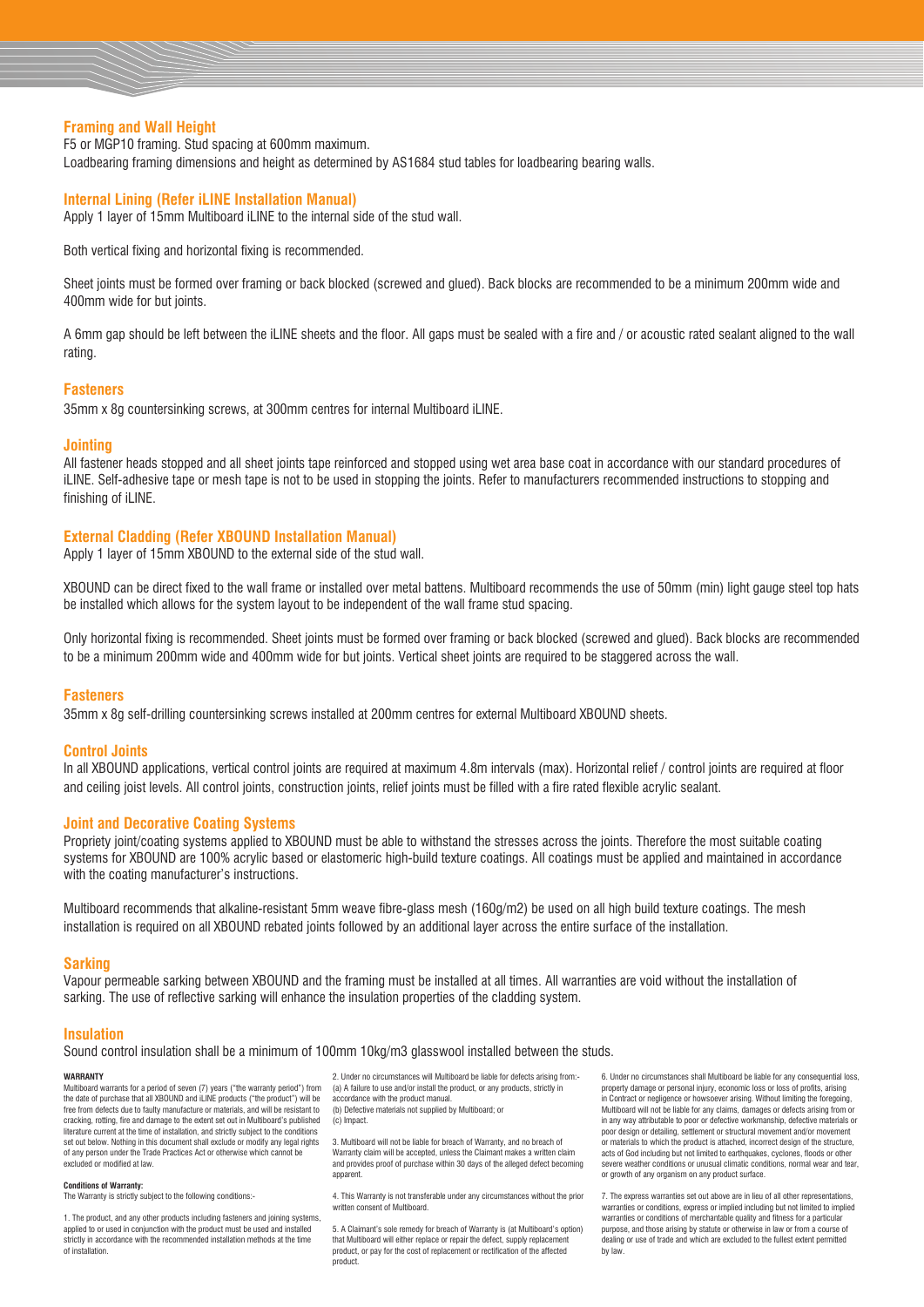## Framing and Wall Height

F5 or MGP10 framing. Stud spacing at 600mm maximum.
Loadbearing framing dimensions and height as determined by AS1684 stud tables for loadbearing bearing walls.

## Internal Lining (Refer iLINE Installation Manual)

Apply 1 layer of 15mm Multiboard iLINE to the internal side of the stud wall.

Both vertical fixing and horizontal fixing is recommended.

Sheet joints must be formed over framing or back blocked (screwed and glued). Back blocks are recommended to be a minimum 200mm wide and 400mm wide for but joints.

A 6mm gap should be left between the iLINE sheets and the floor. All gaps must be sealed with a fire and / or acoustic rated sealant aligned to the wall rating.

## Fasteners

35mm x 8g countersinking screws, at 300mm centres for internal Multiboard iLINE.

## Jointing

All fastener heads stopped and all sheet joints tape reinforced and stopped using wet area base coat in accordance with our standard procedures of iLINE. Self-adhesive tape or mesh tape is not to be used in stopping the joints. Refer to manufacturers recommended instructions to stopping and finishing of iLINE.

## External Cladding (Refer XBOUND Installation Manual)

Apply 1 layer of 15mm XBOUND to the external side of the stud wall.

XBOUND can be direct fixed to the wall frame or installed over metal battens. Multiboard recommends the use of 50mm (min) light gauge steel top hats be installed which allows for the system layout to be independent of the wall frame stud spacing.

Only horizontal fixing is recommended. Sheet joints must be formed over framing or back blocked (screwed and glued). Back blocks are recommended to be a minimum 200mm wide and 400mm wide for but joints. Vertical sheet joints are required to be staggered across the wall.

## Fasteners

35mm x 8g self-drilling countersinking screws installed at 200mm centres for external Multiboard XBOUND sheets.

## Control Joints

In all XBOUND applications, vertical control joints are required at maximum 4.8m intervals (max). Horizontal relief / control joints are required at floor and ceiling joist levels. All control joints, construction joints, relief joints must be filled with a fire rated flexible acrylic sealant.

## Joint and Decorative Coating Systems

Propriety joint/coating systems applied to XBOUND must be able to withstand the stresses across the joints. Therefore the most suitable coating systems for XBOUND are 100% acrylic based or elastomeric high-build texture coatings. All coatings must be applied and maintained in accordance with the coating manufacturer's instructions.

Multiboard recommends that alkaline-resistant 5mm weave fibre-glass mesh (160g/m2) be used on all high build texture coatings. The mesh installation is required on all XBOUND rebated joints followed by an additional layer across the entire surface of the installation.

## Sarking

Vapour permeable sarking between XBOUND and the framing must be installed at all times. All warranties are void without the installation of sarking. The use of reflective sarking will enhance the insulation properties of the cladding system.

## Insulation

Sound control insulation shall be a minimum of 100mm 10kg/m3 glasswool installed between the studs.

**WARRANTY**

Multiboard warrants for a period of seven (7) years ("the warranty period") from the date of purchase that all XBOUND and iLINE products ("the product") will be free from defects due to faulty manufacture or materials, and will be resistant to cracking, rotting, fire and damage to the extent set out in Multiboard's published literature current at the time of installation, and strictly subject to the conditions set out below. Nothing in this document shall exclude or modify any legal rights of any person under the Trade Practices Act or otherwise which cannot be excluded or modified at law.

**Conditions of Warranty:**

The Warranty is strictly subject to the following conditions:-

1. The product, and any other products including fasteners and joining systems, applied to or used in conjunction with the product must be used and installed strictly in accordance with the recommended installation methods at the time of installation.

2. Under no circumstances will Multiboard be liable for defects arising from:-
(a) A failure to use and/or install the product, or any products, strictly in accordance with the product manual.
(b) Defective materials not supplied by Multiboard; or
(c) Impact.

3. Multiboard will not be liable for breach of Warranty, and no breach of Warranty claim will be accepted, unless the Claimant makes a written claim and provides proof of purchase within 30 days of the alleged defect becoming apparent.

4. This Warranty is not transferable under any circumstances without the prior written consent of Multiboard.

5. A Claimant's sole remedy for breach of Warranty is (at Multiboard's option) that Multiboard will either replace or repair the defect, supply replacement product, or pay for the cost of replacement or rectification of the affected product.

6. Under no circumstances shall Multiboard be liable for any consequential loss, property damage or personal injury, economic loss or loss of profits, arising in Contract or negligence or howsoever arising. Without limiting the foregoing, Multiboard will not be liable for any claims, damages or defects arising from or in any way attributable to poor or defective workmanship, defective materials or poor design or detailing, settlement or structural movement and/or movement or materials to which the product is attached, incorrect design of the structure, acts of God including but not limited to earthquakes, cyclones, floods or other severe weather conditions or unusual climatic conditions, normal wear and tear, or growth of any organism on any product surface.

7. The express warranties set out above are in lieu of all other representations, warranties or conditions, express or implied including but not limited to implied warranties or conditions of merchantable quality and fitness for a particular purpose, and those arising by statute or otherwise in law or from a course of dealing or use of trade and which are excluded to the fullest extent permitted by law.